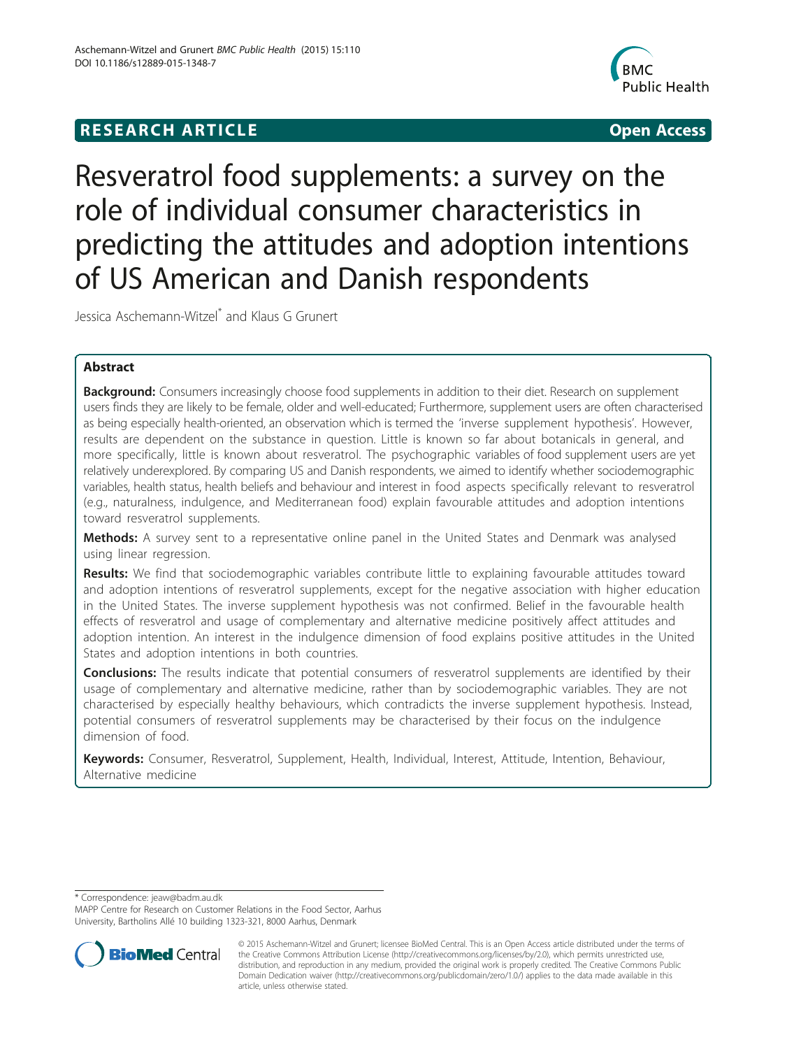**RESEARCH ARTICLE** **Open Access**

# Resveratrol food supplements: a survey on the role of individual consumer characteristics in predicting the attitudes and adoption intentions of US American and Danish respondents

Jessica Aschemann-Witzel* and Klaus G Grunert

## Abstract

**Background:** Consumers increasingly choose food supplements in addition to their diet. Research on supplement users finds they are likely to be female, older and well-educated; Furthermore, supplement users are often characterised as being especially health-oriented, an observation which is termed the 'inverse supplement hypothesis'. However, results are dependent on the substance in question. Little is known so far about botanicals in general, and more specifically, little is known about resveratrol. The psychographic variables of food supplement users are yet relatively underexplored. By comparing US and Danish respondents, we aimed to identify whether sociodemographic variables, health status, health beliefs and behaviour and interest in food aspects specifically relevant to resveratrol (e.g., naturalness, indulgence, and Mediterranean food) explain favourable attitudes and adoption intentions toward resveratrol supplements.

**Methods:** A survey sent to a representative online panel in the United States and Denmark was analysed using linear regression.

**Results:** We find that sociodemographic variables contribute little to explaining favourable attitudes toward and adoption intentions of resveratrol supplements, except for the negative association with higher education in the United States. The inverse supplement hypothesis was not confirmed. Belief in the favourable health effects of resveratrol and usage of complementary and alternative medicine positively affect attitudes and adoption intention. An interest in the indulgence dimension of food explains positive attitudes in the United States and adoption intentions in both countries.

**Conclusions:** The results indicate that potential consumers of resveratrol supplements are identified by their usage of complementary and alternative medicine, rather than by sociodemographic variables. They are not characterised by especially healthy behaviours, which contradicts the inverse supplement hypothesis. Instead, potential consumers of resveratrol supplements may be characterised by their focus on the indulgence dimension of food.

**Keywords:** Consumer, Resveratrol, Supplement, Health, Individual, Interest, Attitude, Intention, Behaviour, Alternative medicine

* Correspondence: jeaw@badm.au.dk
MAPP Centre for Research on Customer Relations in the Food Sector, Aarhus University, Bartholins Allé 10 building 1323-321, 8000 Aarhus, Denmark

© 2015 Aschemann-Witzel and Grunert; licensee BioMed Central. This is an Open Access article distributed under the terms of the Creative Commons Attribution License (http://creativecommons.org/licenses/by/2.0), which permits unrestricted use, distribution, and reproduction in any medium, provided the original work is properly credited. The Creative Commons Public Domain Dedication waiver (http://creativecommons.org/publicdomain/zero/1.0/) applies to the data made available in this article, unless otherwise stated.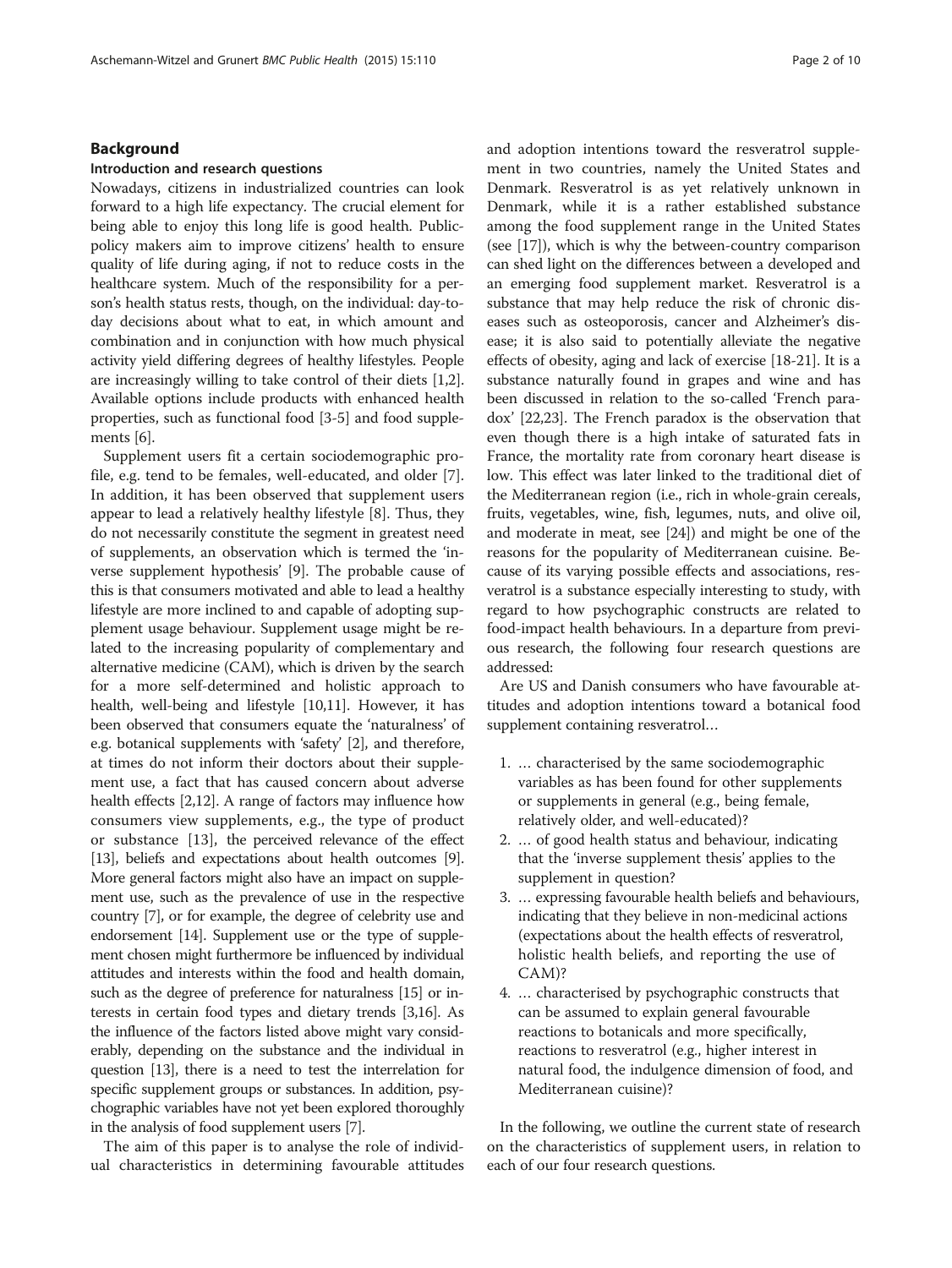## Background

### Introduction and research questions

Nowadays, citizens in industrialized countries can look forward to a high life expectancy. The crucial element for being able to enjoy this long life is good health. Public-policy makers aim to improve citizens' health to ensure quality of life during aging, if not to reduce costs in the healthcare system. Much of the responsibility for a person's health status rests, though, on the individual: day-to-day decisions about what to eat, in which amount and combination and in conjunction with how much physical activity yield differing degrees of healthy lifestyles. People are increasingly willing to take control of their diets [1,2]. Available options include products with enhanced health properties, such as functional food [3-5] and food supplements [6].

Supplement users fit a certain sociodemographic profile, e.g. tend to be females, well-educated, and older [7]. In addition, it has been observed that supplement users appear to lead a relatively healthy lifestyle [8]. Thus, they do not necessarily constitute the segment in greatest need of supplements, an observation which is termed the 'inverse supplement hypothesis' [9]. The probable cause of this is that consumers motivated and able to lead a healthy lifestyle are more inclined to and capable of adopting supplement usage behaviour. Supplement usage might be related to the increasing popularity of complementary and alternative medicine (CAM), which is driven by the search for a more self-determined and holistic approach to health, well-being and lifestyle [10,11]. However, it has been observed that consumers equate the 'naturalness' of e.g. botanical supplements with 'safety' [2], and therefore, at times do not inform their doctors about their supplement use, a fact that has caused concern about adverse health effects [2,12]. A range of factors may influence how consumers view supplements, e.g., the type of product or substance [13], the perceived relevance of the effect [13], beliefs and expectations about health outcomes [9]. More general factors might also have an impact on supplement use, such as the prevalence of use in the respective country [7], or for example, the degree of celebrity use and endorsement [14]. Supplement use or the type of supplement chosen might furthermore be influenced by individual attitudes and interests within the food and health domain, such as the degree of preference for naturalness [15] or interests in certain food types and dietary trends [3,16]. As the influence of the factors listed above might vary considerably, depending on the substance and the individual in question [13], there is a need to test the interrelation for specific supplement groups or substances. In addition, psychographic variables have not yet been explored thoroughly in the analysis of food supplement users [7].

The aim of this paper is to analyse the role of individual characteristics in determining favourable attitudes and adoption intentions toward the resveratrol supplement in two countries, namely the United States and Denmark. Resveratrol is as yet relatively unknown in Denmark, while it is a rather established substance among the food supplement range in the United States (see [17]), which is why the between-country comparison can shed light on the differences between a developed and an emerging food supplement market. Resveratrol is a substance that may help reduce the risk of chronic diseases such as osteoporosis, cancer and Alzheimer's disease; it is also said to potentially alleviate the negative effects of obesity, aging and lack of exercise [18-21]. It is a substance naturally found in grapes and wine and has been discussed in relation to the so-called 'French paradox' [22,23]. The French paradox is the observation that even though there is a high intake of saturated fats in France, the mortality rate from coronary heart disease is low. This effect was later linked to the traditional diet of the Mediterranean region (i.e., rich in whole-grain cereals, fruits, vegetables, wine, fish, legumes, nuts, and olive oil, and moderate in meat, see [24]) and might be one of the reasons for the popularity of Mediterranean cuisine. Because of its varying possible effects and associations, resveratrol is a substance especially interesting to study, with regard to how psychographic constructs are related to food-impact health behaviours. In a departure from previous research, the following four research questions are addressed:

Are US and Danish consumers who have favourable attitudes and adoption intentions toward a botanical food supplement containing resveratrol…

1. … characterised by the same sociodemographic variables as has been found for other supplements or supplements in general (e.g., being female, relatively older, and well-educated)?
2. … of good health status and behaviour, indicating that the 'inverse supplement thesis' applies to the supplement in question?
3. … expressing favourable health beliefs and behaviours, indicating that they believe in non-medicinal actions (expectations about the health effects of resveratrol, holistic health beliefs, and reporting the use of CAM)?
4. … characterised by psychographic constructs that can be assumed to explain general favourable reactions to botanicals and more specifically, reactions to resveratrol (e.g., higher interest in natural food, the indulgence dimension of food, and Mediterranean cuisine)?

In the following, we outline the current state of research on the characteristics of supplement users, in relation to each of our four research questions.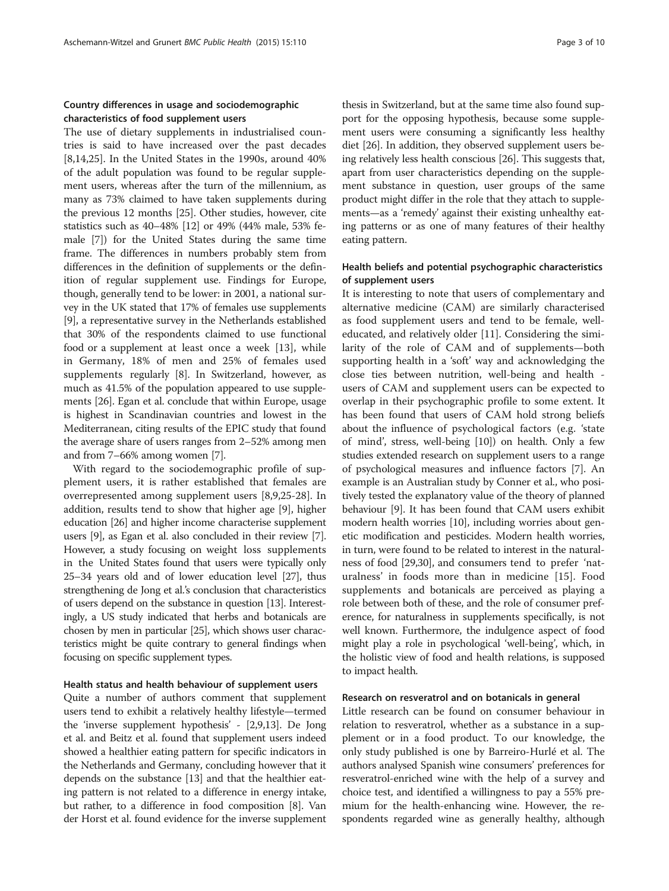### Country differences in usage and sociodemographic characteristics of food supplement users

The use of dietary supplements in industrialised countries is said to have increased over the past decades [8,14,25]. In the United States in the 1990s, around 40% of the adult population was found to be regular supplement users, whereas after the turn of the millennium, as many as 73% claimed to have taken supplements during the previous 12 months [25]. Other studies, however, cite statistics such as 40–48% [12] or 49% (44% male, 53% female [7]) for the United States during the same time frame. The differences in numbers probably stem from differences in the definition of supplements or the definition of regular supplement use. Findings for Europe, though, generally tend to be lower: in 2001, a national survey in the UK stated that 17% of females use supplements [9], a representative survey in the Netherlands established that 30% of the respondents claimed to use functional food or a supplement at least once a week [13], while in Germany, 18% of men and 25% of females used supplements regularly [8]. In Switzerland, however, as much as 41.5% of the population appeared to use supplements [26]. Egan et al. conclude that within Europe, usage is highest in Scandinavian countries and lowest in the Mediterranean, citing results of the EPIC study that found the average share of users ranges from 2–52% among men and from 7–66% among women [7].

With regard to the sociodemographic profile of supplement users, it is rather established that females are overrepresented among supplement users [8,9,25-28]. In addition, results tend to show that higher age [9], higher education [26] and higher income characterise supplement users [9], as Egan et al. also concluded in their review [7]. However, a study focusing on weight loss supplements in the United States found that users were typically only 25–34 years old and of lower education level [27], thus strengthening de Jong et al.'s conclusion that characteristics of users depend on the substance in question [13]. Interestingly, a US study indicated that herbs and botanicals are chosen by men in particular [25], which shows user characteristics might be quite contrary to general findings when focusing on specific supplement types.

### Health status and health behaviour of supplement users

Quite a number of authors comment that supplement users tend to exhibit a relatively healthy lifestyle—termed the 'inverse supplement hypothesis' - [2,9,13]. De Jong et al. and Beitz et al. found that supplement users indeed showed a healthier eating pattern for specific indicators in the Netherlands and Germany, concluding however that it depends on the substance [13] and that the healthier eating pattern is not related to a difference in energy intake, but rather, to a difference in food composition [8]. Van der Horst et al. found evidence for the inverse supplement thesis in Switzerland, but at the same time also found support for the opposing hypothesis, because some supplement users were consuming a significantly less healthy diet [26]. In addition, they observed supplement users being relatively less health conscious [26]. This suggests that, apart from user characteristics depending on the supplement substance in question, user groups of the same product might differ in the role that they attach to supplements—as a 'remedy' against their existing unhealthy eating patterns or as one of many features of their healthy eating pattern.

### Health beliefs and potential psychographic characteristics of supplement users

It is interesting to note that users of complementary and alternative medicine (CAM) are similarly characterised as food supplement users and tend to be female, well-educated, and relatively older [11]. Considering the similarity of the role of CAM and of supplements—both supporting health in a 'soft' way and acknowledging the close ties between nutrition, well-being and health - users of CAM and supplement users can be expected to overlap in their psychographic profile to some extent. It has been found that users of CAM hold strong beliefs about the influence of psychological factors (e.g. 'state of mind', stress, well-being [10]) on health. Only a few studies extended research on supplement users to a range of psychological measures and influence factors [7]. An example is an Australian study by Conner et al., who positively tested the explanatory value of the theory of planned behaviour [9]. It has been found that CAM users exhibit modern health worries [10], including worries about genetic modification and pesticides. Modern health worries, in turn, were found to be related to interest in the naturalness of food [29,30], and consumers tend to prefer 'naturalness' in foods more than in medicine [15]. Food supplements and botanicals are perceived as playing a role between both of these, and the role of consumer preference, for naturalness in supplements specifically, is not well known. Furthermore, the indulgence aspect of food might play a role in psychological 'well-being', which, in the holistic view of food and health relations, is supposed to impact health.

### Research on resveratrol and on botanicals in general

Little research can be found on consumer behaviour in relation to resveratrol, whether as a substance in a supplement or in a food product. To our knowledge, the only study published is one by Barreiro-Hurlé et al. The authors analysed Spanish wine consumers' preferences for resveratrol-enriched wine with the help of a survey and choice test, and identified a willingness to pay a 55% premium for the health-enhancing wine. However, the respondents regarded wine as generally healthy, although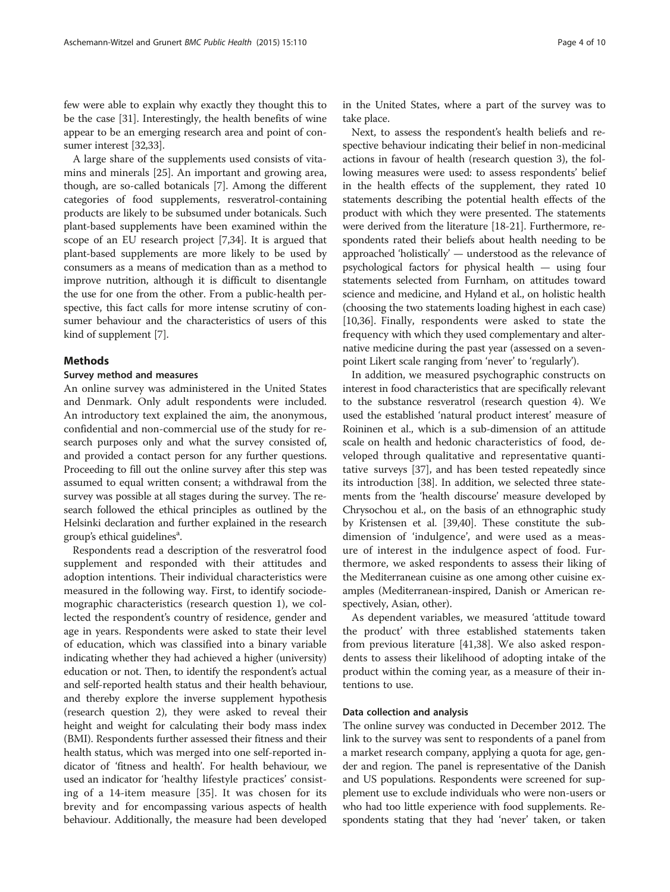few were able to explain why exactly they thought this to be the case [31]. Interestingly, the health benefits of wine appear to be an emerging research area and point of consumer interest [32,33].

A large share of the supplements used consists of vitamins and minerals [25]. An important and growing area, though, are so-called botanicals [7]. Among the different categories of food supplements, resveratrol-containing products are likely to be subsumed under botanicals. Such plant-based supplements have been examined within the scope of an EU research project [7,34]. It is argued that plant-based supplements are more likely to be used by consumers as a means of medication than as a method to improve nutrition, although it is difficult to disentangle the use for one from the other. From a public-health perspective, this fact calls for more intense scrutiny of consumer behaviour and the characteristics of users of this kind of supplement [7].

## Methods

### Survey method and measures

An online survey was administered in the United States and Denmark. Only adult respondents were included. An introductory text explained the aim, the anonymous, confidential and non-commercial use of the study for research purposes only and what the survey consisted of, and provided a contact person for any further questions. Proceeding to fill out the online survey after this step was assumed to equal written consent; a withdrawal from the survey was possible at all stages during the survey. The research followed the ethical principles as outlined by the Helsinki declaration and further explained in the research group's ethical guidelines[a].

Respondents read a description of the resveratrol food supplement and responded with their attitudes and adoption intentions. Their individual characteristics were measured in the following way. First, to identify sociodemographic characteristics (research question 1), we collected the respondent's country of residence, gender and age in years. Respondents were asked to state their level of education, which was classified into a binary variable indicating whether they had achieved a higher (university) education or not. Then, to identify the respondent's actual and self-reported health status and their health behaviour, and thereby explore the inverse supplement hypothesis (research question 2), they were asked to reveal their height and weight for calculating their body mass index (BMI). Respondents further assessed their fitness and their health status, which was merged into one self-reported indicator of 'fitness and health'. For health behaviour, we used an indicator for 'healthy lifestyle practices' consisting of a 14-item measure [35]. It was chosen for its brevity and for encompassing various aspects of health behaviour. Additionally, the measure had been developed in the United States, where a part of the survey was to take place.

Next, to assess the respondent's health beliefs and respective behaviour indicating their belief in non-medicinal actions in favour of health (research question 3), the following measures were used: to assess respondents' belief in the health effects of the supplement, they rated 10 statements describing the potential health effects of the product with which they were presented. The statements were derived from the literature [18-21]. Furthermore, respondents rated their beliefs about health needing to be approached 'holistically' — understood as the relevance of psychological factors for physical health — using four statements selected from Furnham, on attitudes toward science and medicine, and Hyland et al., on holistic health (choosing the two statements loading highest in each case) [10,36]. Finally, respondents were asked to state the frequency with which they used complementary and alternative medicine during the past year (assessed on a seven-point Likert scale ranging from 'never' to 'regularly').

In addition, we measured psychographic constructs on interest in food characteristics that are specifically relevant to the substance resveratrol (research question 4). We used the established 'natural product interest' measure of Roininen et al., which is a sub-dimension of an attitude scale on health and hedonic characteristics of food, developed through qualitative and representative quantitative surveys [37], and has been tested repeatedly since its introduction [38]. In addition, we selected three statements from the 'health discourse' measure developed by Chrysochou et al., on the basis of an ethnographic study by Kristensen et al. [39,40]. These constitute the subdimension of 'indulgence', and were used as a measure of interest in the indulgence aspect of food. Furthermore, we asked respondents to assess their liking of the Mediterranean cuisine as one among other cuisine examples (Mediterranean-inspired, Danish or American respectively, Asian, other).

As dependent variables, we measured 'attitude toward the product' with three established statements taken from previous literature [41,38]. We also asked respondents to assess their likelihood of adopting intake of the product within the coming year, as a measure of their intentions to use.

### Data collection and analysis

The online survey was conducted in December 2012. The link to the survey was sent to respondents of a panel from a market research company, applying a quota for age, gender and region. The panel is representative of the Danish and US populations. Respondents were screened for supplement use to exclude individuals who were non-users or who had too little experience with food supplements. Respondents stating that they had 'never' taken, or taken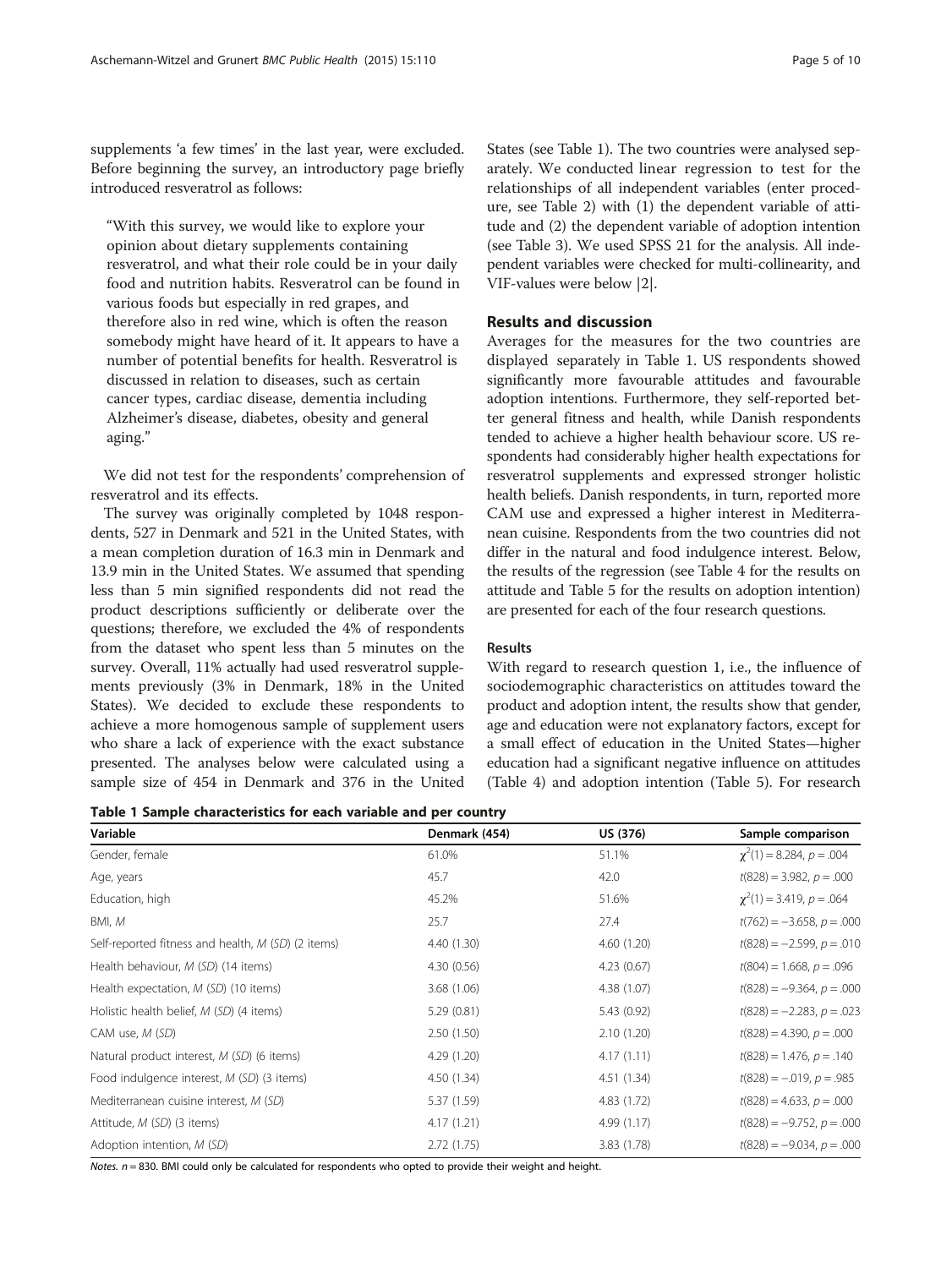supplements 'a few times' in the last year, were excluded. Before beginning the survey, an introductory page briefly introduced resveratrol as follows:

> "With this survey, we would like to explore your opinion about dietary supplements containing resveratrol, and what their role could be in your daily food and nutrition habits. Resveratrol can be found in various foods but especially in red grapes, and therefore also in red wine, which is often the reason somebody might have heard of it. It appears to have a number of potential benefits for health. Resveratrol is discussed in relation to diseases, such as certain cancer types, cardiac disease, dementia including Alzheimer's disease, diabetes, obesity and general aging."

We did not test for the respondents' comprehension of resveratrol and its effects.

The survey was originally completed by 1048 respondents, 527 in Denmark and 521 in the United States, with a mean completion duration of 16.3 min in Denmark and 13.9 min in the United States. We assumed that spending less than 5 min signified respondents did not read the product descriptions sufficiently or deliberate over the questions; therefore, we excluded the 4% of respondents from the dataset who spent less than 5 minutes on the survey. Overall, 11% actually had used resveratrol supplements previously (3% in Denmark, 18% in the United States). We decided to exclude these respondents to achieve a more homogenous sample of supplement users who share a lack of experience with the exact substance presented. The analyses below were calculated using a sample size of 454 in Denmark and 376 in the United States (see Table 1). The two countries were analysed separately. We conducted linear regression to test for the relationships of all independent variables (enter procedure, see Table 2) with (1) the dependent variable of attitude and (2) the dependent variable of adoption intention (see Table 3). We used SPSS 21 for the analysis. All independent variables were checked for multi-collinearity, and VIF-values were below |2|.

## Results and discussion

Averages for the measures for the two countries are displayed separately in Table 1. US respondents showed significantly more favourable attitudes and favourable adoption intentions. Furthermore, they self-reported better general fitness and health, while Danish respondents tended to achieve a higher health behaviour score. US respondents had considerably higher health expectations for resveratrol supplements and expressed stronger holistic health beliefs. Danish respondents, in turn, reported more CAM use and expressed a higher interest in Mediterranean cuisine. Respondents from the two countries did not differ in the natural and food indulgence interest. Below, the results of the regression (see Table 4 for the results on attitude and Table 5 for the results on adoption intention) are presented for each of the four research questions.

### Results

With regard to research question 1, i.e., the influence of sociodemographic characteristics on attitudes toward the product and adoption intent, the results show that gender, age and education were not explanatory factors, except for a small effect of education in the United States—higher education had a significant negative influence on attitudes (Table 4) and adoption intention (Table 5). For research

**Table 1 Sample characteristics for each variable and per country**

| Variable | Denmark (454) | US (376) | Sample comparison |
|---|---|---|---|
| Gender, female | 61.0% | 51.1% | $\chi^2(1) = 8.284$, $p = .004$ |
| Age, years | 45.7 | 42.0 | $t(828) = 3.982$, $p = .000$ |
| Education, high | 45.2% | 51.6% | $\chi^2(1) = 3.419$, $p = .064$ |
| BMI, *M* | 25.7 | 27.4 | $t(762) = -3.658$, $p = .000$ |
| Self-reported fitness and health, *M* (*SD*) (2 items) | 4.40 (1.30) | 4.60 (1.20) | $t(828) = -2.599$, $p = .010$ |
| Health behaviour, *M* (*SD*) (14 items) | 4.30 (0.56) | 4.23 (0.67) | $t(804) = 1.668$, $p = .096$ |
| Health expectation, *M* (*SD*) (10 items) | 3.68 (1.06) | 4.38 (1.07) | $t(828) = -9.364$, $p = .000$ |
| Holistic health belief, *M* (*SD*) (4 items) | 5.29 (0.81) | 5.43 (0.92) | $t(828) = -2.283$, $p = .023$ |
| CAM use, *M* (*SD*) | 2.50 (1.50) | 2.10 (1.20) | $t(828) = 4.390$, $p = .000$ |
| Natural product interest, *M* (*SD*) (6 items) | 4.29 (1.20) | 4.17 (1.11) | $t(828) = 1.476$, $p = .140$ |
| Food indulgence interest, *M* (*SD*) (3 items) | 4.50 (1.34) | 4.51 (1.34) | $t(828) = -.019$, $p = .985$ |
| Mediterranean cuisine interest, *M* (*SD*) | 5.37 (1.59) | 4.83 (1.72) | $t(828) = 4.633$, $p = .000$ |
| Attitude, *M* (*SD*) (3 items) | 4.17 (1.21) | 4.99 (1.17) | $t(828) = -9.752$, $p = .000$ |
| Adoption intention, *M* (*SD*) | 2.72 (1.75) | 3.83 (1.78) | $t(828) = -9.034$, $p = .000$ |

*Notes.* $n = 830$. BMI could only be calculated for respondents who opted to provide their weight and height.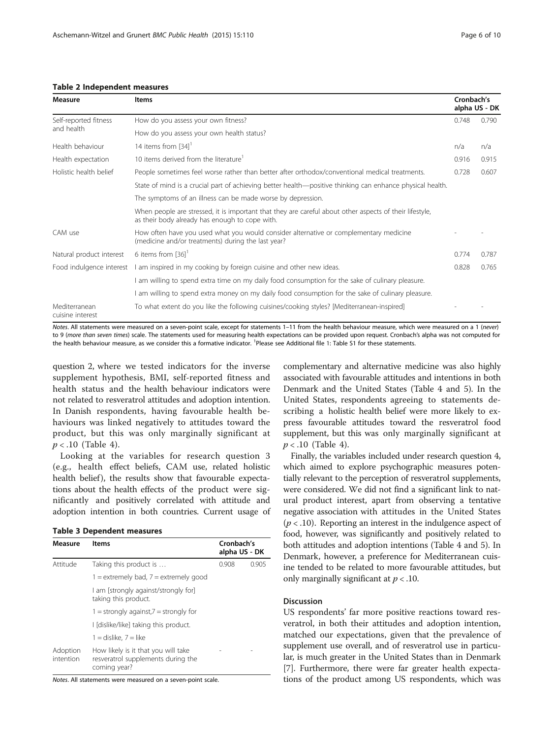**Table 2 Independent measures**

| Measure | Items | Cronbach's alpha US | DK |
|---|---|---|---|
| Self-reported fitness and health | How do you assess your own fitness? | 0.748 | 0.790 |
| | How do you assess your own health status? | | |
| Health behaviour | 14 items from [34][1] | n/a | n/a |
| Health expectation | 10 items derived from the literature[1] | 0.916 | 0.915 |
| Holistic health belief | People sometimes feel worse rather than better after orthodox/conventional medical treatments. | 0.728 | 0.607 |
| | State of mind is a crucial part of achieving better health—positive thinking can enhance physical health. | | |
| | The symptoms of an illness can be made worse by depression. | | |
| | When people are stressed, it is important that they are careful about other aspects of their lifestyle, as their body already has enough to cope with. | | |
| CAM use | How often have you used what you would consider alternative or complementary medicine (medicine and/or treatments) during the last year? | - | - |
| Natural product interest | 6 items from [36][1] | 0.774 | 0.787 |
| Food indulgence interest | I am inspired in my cooking by foreign cuisine and other new ideas. | 0.828 | 0.765 |
| | I am willing to spend extra time on my daily food consumption for the sake of culinary pleasure. | | |
| | I am willing to spend extra money on my daily food consumption for the sake of culinary pleasure. | | |
| Mediterranean cuisine interest | To what extent do you like the following cuisines/cooking styles? [Mediterranean-inspired] | - | - |

*Notes*. All statements were measured on a seven-point scale, except for statements 1–11 from the health behaviour measure, which were measured on a 1 (*never*) to 9 (*more than seven times*) scale. The statements used for measuring health expectations can be provided upon request. Cronbach's alpha was not computed for the health behaviour measure, as we consider this a formative indicator. [1]Please see Additional file 1: Table S1 for these statements.

question 2, where we tested indicators for the inverse supplement hypothesis, BMI, self-reported fitness and health status and the health behaviour indicators were not related to resveratrol attitudes and adoption intention. In Danish respondents, having favourable health behaviours was linked negatively to attitudes toward the product, but this was only marginally significant at $p < .10$ (Table 4).

Looking at the variables for research question 3 (e.g., health effect beliefs, CAM use, related holistic health belief), the results show that favourable expectations about the health effects of the product were significantly and positively correlated with attitude and adoption intention in both countries. Current usage of complementary and alternative medicine was also highly associated with favourable attitudes and intentions in both Denmark and the United States (Table 4 and 5). In the United States, respondents agreeing to statements describing a holistic health belief were more likely to express favourable attitudes toward the resveratrol food supplement, but this was only marginally significant at $p < .10$ (Table 4).

**Table 3 Dependent measures**

| Measure | Items | Cronbach's alpha US | DK |
|---|---|---|---|
| Attitude | Taking this product is … | 0.908 | 0.905 |
| | 1 = extremely bad, 7 = extremely good | | |
| | I am [strongly against/strongly for] taking this product. | | |
| | 1 = strongly against,7 = strongly for | | |
| | I [dislike/like] taking this product. | | |
| | 1 = dislike, 7 = like | | |
| Adoption intention | How likely is it that you will take resveratrol supplements during the coming year? | - | - |

*Notes*. All statements were measured on a seven-point scale.

Finally, the variables included under research question 4, which aimed to explore psychographic measures potentially relevant to the perception of resveratrol supplements, were considered. We did not find a significant link to natural product interest, apart from observing a tentative negative association with attitudes in the United States ($p < .10$). Reporting an interest in the indulgence aspect of food, however, was significantly and positively related to both attitudes and adoption intentions (Table 4 and 5). In Denmark, however, a preference for Mediterranean cuisine tended to be related to more favourable attitudes, but only marginally significant at $p < .10$.

## Discussion

US respondents' far more positive reactions toward resveratrol, in both their attitudes and adoption intention, matched our expectations, given that the prevalence of supplement use overall, and of resveratrol use in particular, is much greater in the United States than in Denmark [7]. Furthermore, there were far greater health expectations of the product among US respondents, which was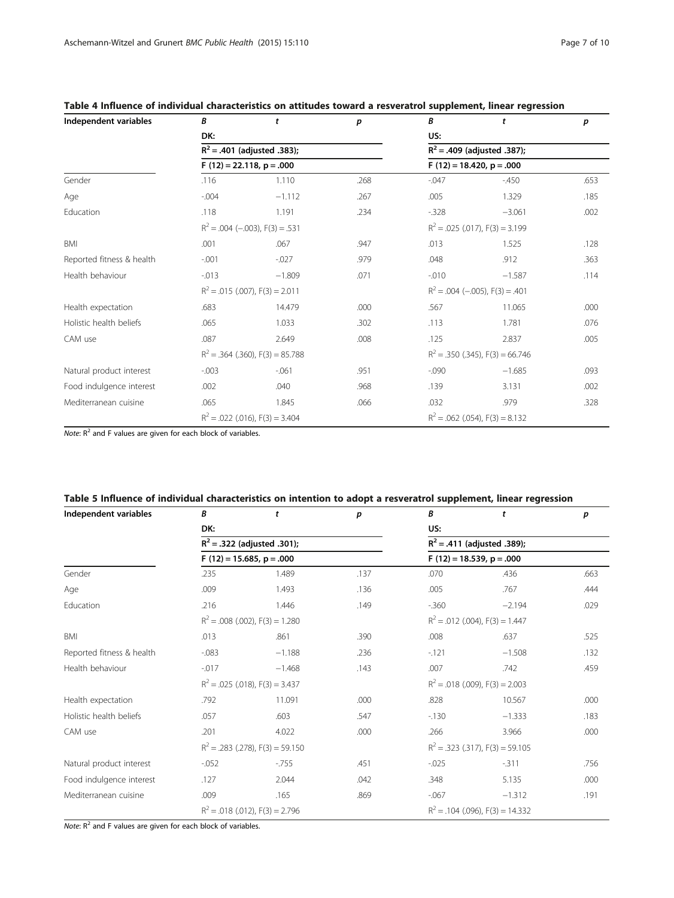**Table 4 Influence of individual characteristics on attitudes toward a resveratrol supplement, linear regression**

| Independent variables | B | t | p | B | t | p |
|---|---|---|---|---|---|---|
| | DK: | | | US: | | |
| | $R^2$ = .401 (adjusted .383); | | | $R^2$ = .409 (adjusted .387); | | |
| | F (12) = 22.118, p = .000 | | | F (12) = 18.420, p = .000 | | |
| Gender | .116 | 1.110 | .268 | -.047 | -.450 | .653 |
| Age | -.004 | −1.112 | .267 | .005 | 1.329 | .185 |
| Education | .118 | 1.191 | .234 | -.328 | −3.061 | .002 |
| | $R^2$ = .004 (−.003), F(3) = .531 | | | $R^2$ = .025 (.017), F(3) = 3.199 | | |
| BMI | .001 | .067 | .947 | .013 | 1.525 | .128 |
| Reported fitness & health | -.001 | -.027 | .979 | .048 | .912 | .363 |
| Health behaviour | -.013 | −1.809 | .071 | -.010 | −1.587 | .114 |
| | $R^2$ = .015 (.007), F(3) = 2.011 | | | $R^2$ = .004 (−.005), F(3) = .401 | | |
| Health expectation | .683 | 14.479 | .000 | .567 | 11.065 | .000 |
| Holistic health beliefs | .065 | 1.033 | .302 | .113 | 1.781 | .076 |
| CAM use | .087 | 2.649 | .008 | .125 | 2.837 | .005 |
| | $R^2$ = .364 (.360), F(3) = 85.788 | | | $R^2$ = .350 (.345), F(3) = 66.746 | | |
| Natural product interest | -.003 | -.061 | .951 | -.090 | −1.685 | .093 |
| Food indulgence interest | .002 | .040 | .968 | .139 | 3.131 | .002 |
| Mediterranean cuisine | .065 | 1.845 | .066 | .032 | .979 | .328 |
| | $R^2$ = .022 (.016), F(3) = 3.404 | | | $R^2$ = .062 (.054), F(3) = 8.132 | | |

*Note*: $R^2$ and F values are given for each block of variables.

**Table 5 Influence of individual characteristics on intention to adopt a resveratrol supplement, linear regression**

| Independent variables | B | t | p | B | t | p |
|---|---|---|---|---|---|---|
| | DK: | | | US: | | |
| | $R^2$ = .322 (adjusted .301); | | | $R^2$ = .411 (adjusted .389); | | |
| | F (12) = 15.685, p = .000 | | | F (12) = 18.539, p = .000 | | |
| Gender | .235 | 1.489 | .137 | .070 | .436 | .663 |
| Age | .009 | 1.493 | .136 | .005 | .767 | .444 |
| Education | .216 | 1.446 | .149 | -.360 | −2.194 | .029 |
| | $R^2$ = .008 (.002), F(3) = 1.280 | | | $R^2$ = .012 (.004), F(3) = 1.447 | | |
| BMI | .013 | .861 | .390 | .008 | .637 | .525 |
| Reported fitness & health | -.083 | −1.188 | .236 | -.121 | −1.508 | .132 |
| Health behaviour | -.017 | −1.468 | .143 | .007 | .742 | .459 |
| | $R^2$ = .025 (.018), F(3) = 3.437 | | | $R^2$ = .018 (.009), F(3) = 2.003 | | |
| Health expectation | .792 | 11.091 | .000 | .828 | 10.567 | .000 |
| Holistic health beliefs | .057 | .603 | .547 | -.130 | −1.333 | .183 |
| CAM use | .201 | 4.022 | .000 | .266 | 3.966 | .000 |
| | $R^2$ = .283 (.278), F(3) = 59.150 | | | $R^2$ = .323 (.317), F(3) = 59.105 | | |
| Natural product interest | -.052 | -.755 | .451 | -.025 | -.311 | .756 |
| Food indulgence interest | .127 | 2.044 | .042 | .348 | 5.135 | .000 |
| Mediterranean cuisine | .009 | .165 | .869 | -.067 | −1.312 | .191 |
| | $R^2$ = .018 (.012), F(3) = 2.796 | | | $R^2$ = .104 (.096), F(3) = 14.332 | | |

*Note*: $R^2$ and F values are given for each block of variables.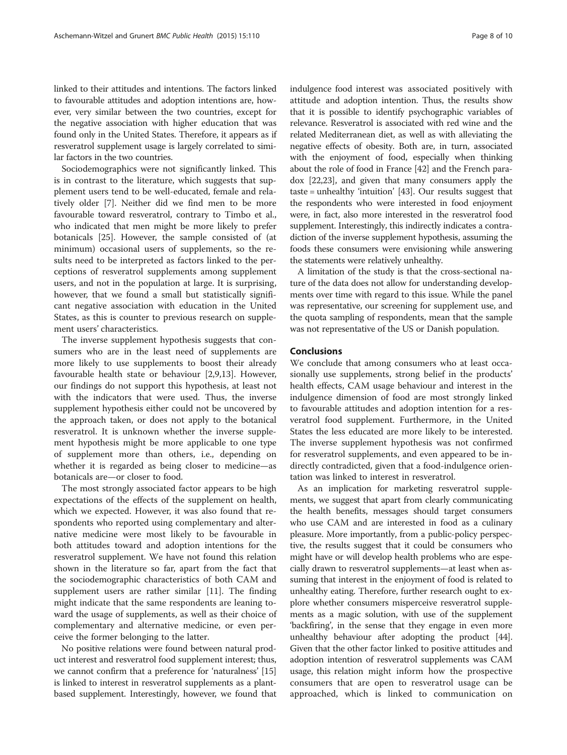linked to their attitudes and intentions. The factors linked to favourable attitudes and adoption intentions are, however, very similar between the two countries, except for the negative association with higher education that was found only in the United States. Therefore, it appears as if resveratrol supplement usage is largely correlated to similar factors in the two countries.

Sociodemographics were not significantly linked. This is in contrast to the literature, which suggests that supplement users tend to be well-educated, female and relatively older [7]. Neither did we find men to be more favourable toward resveratrol, contrary to Timbo et al., who indicated that men might be more likely to prefer botanicals [25]. However, the sample consisted of (at minimum) occasional users of supplements, so the results need to be interpreted as factors linked to the perceptions of resveratrol supplements among supplement users, and not in the population at large. It is surprising, however, that we found a small but statistically significant negative association with education in the United States, as this is counter to previous research on supplement users' characteristics.

The inverse supplement hypothesis suggests that consumers who are in the least need of supplements are more likely to use supplements to boost their already favourable health state or behaviour [2,9,13]. However, our findings do not support this hypothesis, at least not with the indicators that were used. Thus, the inverse supplement hypothesis either could not be uncovered by the approach taken, or does not apply to the botanical resveratrol. It is unknown whether the inverse supplement hypothesis might be more applicable to one type of supplement more than others, i.e., depending on whether it is regarded as being closer to medicine—as botanicals are—or closer to food.

The most strongly associated factor appears to be high expectations of the effects of the supplement on health, which we expected. However, it was also found that respondents who reported using complementary and alternative medicine were most likely to be favourable in both attitudes toward and adoption intentions for the resveratrol supplement. We have not found this relation shown in the literature so far, apart from the fact that the sociodemographic characteristics of both CAM and supplement users are rather similar [11]. The finding might indicate that the same respondents are leaning toward the usage of supplements, as well as their choice of complementary and alternative medicine, or even perceive the former belonging to the latter.

No positive relations were found between natural product interest and resveratrol food supplement interest; thus, we cannot confirm that a preference for 'naturalness' [15] is linked to interest in resveratrol supplements as a plant-based supplement. Interestingly, however, we found that indulgence food interest was associated positively with attitude and adoption intention. Thus, the results show that it is possible to identify psychographic variables of relevance. Resveratrol is associated with red wine and the related Mediterranean diet, as well as with alleviating the negative effects of obesity. Both are, in turn, associated with the enjoyment of food, especially when thinking about the role of food in France [42] and the French paradox [22,23], and given that many consumers apply the taste = unhealthy 'intuition' [43]. Our results suggest that the respondents who were interested in food enjoyment were, in fact, also more interested in the resveratrol food supplement. Interestingly, this indirectly indicates a contradiction of the inverse supplement hypothesis, assuming the foods these consumers were envisioning while answering the statements were relatively unhealthy.

A limitation of the study is that the cross-sectional nature of the data does not allow for understanding developments over time with regard to this issue. While the panel was representative, our screening for supplement use, and the quota sampling of respondents, mean that the sample was not representative of the US or Danish population.

## Conclusions

We conclude that among consumers who at least occasionally use supplements, strong belief in the products' health effects, CAM usage behaviour and interest in the indulgence dimension of food are most strongly linked to favourable attitudes and adoption intention for a resveratrol food supplement. Furthermore, in the United States the less educated are more likely to be interested. The inverse supplement hypothesis was not confirmed for resveratrol supplements, and even appeared to be indirectly contradicted, given that a food-indulgence orientation was linked to interest in resveratrol.

As an implication for marketing resveratrol supplements, we suggest that apart from clearly communicating the health benefits, messages should target consumers who use CAM and are interested in food as a culinary pleasure. More importantly, from a public-policy perspective, the results suggest that it could be consumers who might have or will develop health problems who are especially drawn to resveratrol supplements—at least when assuming that interest in the enjoyment of food is related to unhealthy eating. Therefore, further research ought to explore whether consumers misperceive resveratrol supplements as a magic solution, with use of the supplement 'backfiring', in the sense that they engage in even more unhealthy behaviour after adopting the product [44]. Given that the other factor linked to positive attitudes and adoption intention of resveratrol supplements was CAM usage, this relation might inform how the prospective consumers that are open to resveratrol usage can be approached, which is linked to communication on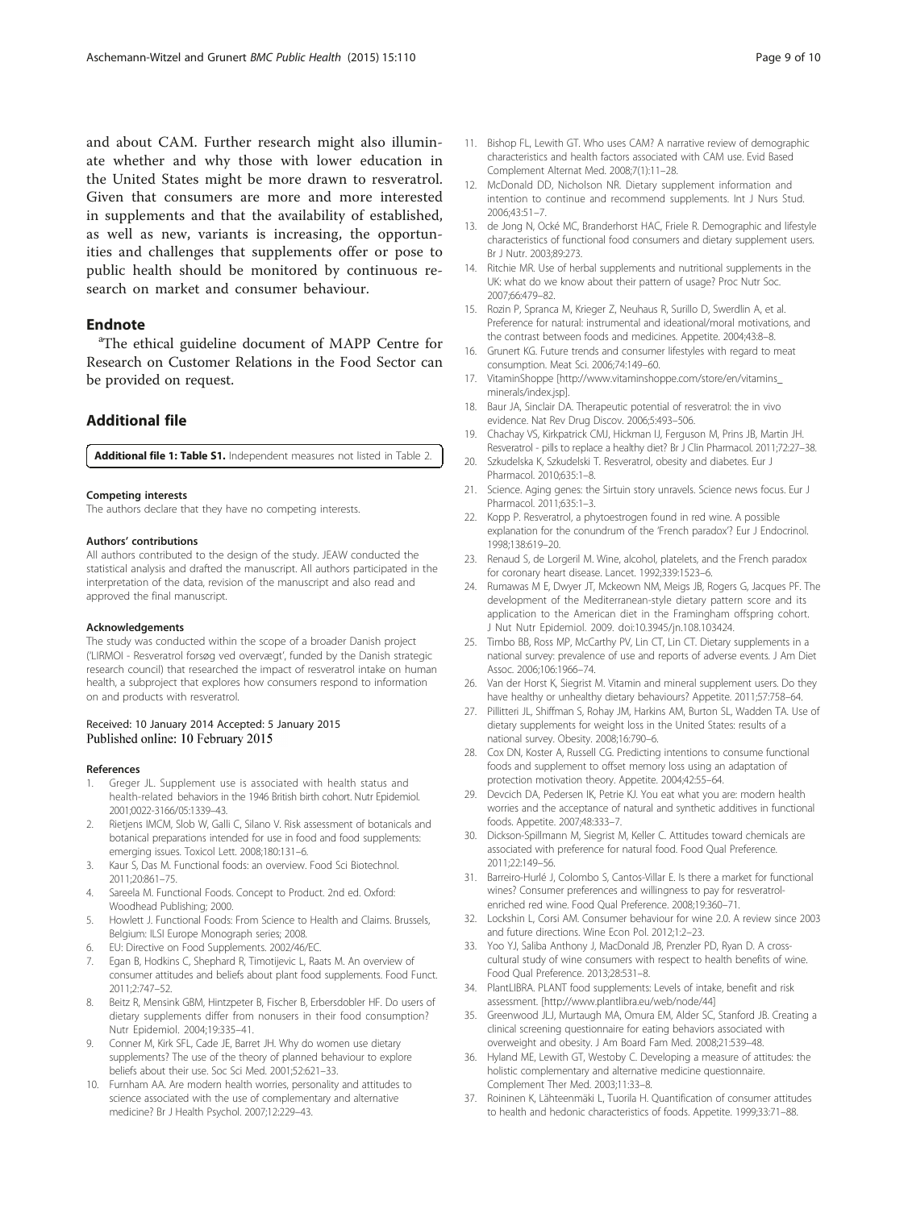and about CAM. Further research might also illuminate whether and why those with lower education in the United States might be more drawn to resveratrol. Given that consumers are more and more interested in supplements and that the availability of established, as well as new, variants is increasing, the opportunities and challenges that supplements offer or pose to public health should be monitored by continuous research on market and consumer behaviour.

## Endnote

[a]The ethical guideline document of MAPP Centre for Research on Customer Relations in the Food Sector can be provided on request.

## Additional file

**Additional file 1: Table S1.** Independent measures not listed in Table 2.

#### Competing interests

The authors declare that they have no competing interests.

#### Authors' contributions

All authors contributed to the design of the study. JEAW conducted the statistical analysis and drafted the manuscript. All authors participated in the interpretation of the data, revision of the manuscript and also read and approved the final manuscript.

#### Acknowledgements

The study was conducted within the scope of a broader Danish project ('LIRMOI - Resveratrol forsøg ved overvægt', funded by the Danish strategic research council) that researched the impact of resveratrol intake on human health, a subproject that explores how consumers respond to information on and products with resveratrol.

Received: 10 January 2014 Accepted: 5 January 2015
Published online: 10 February 2015

#### References

1. Greger JL. Supplement use is associated with health status and health-related behaviors in the 1946 British birth cohort. Nutr Epidemiol. 2001;0022-3166/05:1339–43.
2. Rietjens IMCM, Slob W, Galli C, Silano V. Risk assessment of botanicals and botanical preparations intended for use in food and food supplements: emerging issues. Toxicol Lett. 2008;180:131–6.
3. Kaur S, Das M. Functional foods: an overview. Food Sci Biotechnol. 2011;20:861–75.
4. Sareela M. Functional Foods. Concept to Product. 2nd ed. Oxford: Woodhead Publishing; 2000.
5. Howlett J. Functional Foods: From Science to Health and Claims. Brussels, Belgium: ILSI Europe Monograph series; 2008.
6. EU: Directive on Food Supplements. 2002/46/EC.
7. Egan B, Hodkins C, Shephard R, Timotijevic L, Raats M. An overview of consumer attitudes and beliefs about plant food supplements. Food Funct. 2011;2:747–52.
8. Beitz R, Mensink GBM, Hintzpeter B, Fischer B, Erbersdobler HF. Do users of dietary supplements differ from nonusers in their food consumption? Nutr Epidemiol. 2004;19:335–41.
9. Conner M, Kirk SFL, Cade JE, Barret JH. Why do women use dietary supplements? The use of the theory of planned behaviour to explore beliefs about their use. Soc Sci Med. 2001;52:621–33.
10. Furnham AA. Are modern health worries, personality and attitudes to science associated with the use of complementary and alternative medicine? Br J Health Psychol. 2007;12:229–43.
11. Bishop FL, Lewith GT. Who uses CAM? A narrative review of demographic characteristics and health factors associated with CAM use. Evid Based Complement Alternat Med. 2008;7(1):11–28.
12. McDonald DD, Nicholson NR. Dietary supplement information and intention to continue and recommend supplements. Int J Nurs Stud. 2006;43:51–7.
13. de Jong N, Ocké MC, Branderhorst HAC, Friele R. Demographic and lifestyle characteristics of functional food consumers and dietary supplement users. Br J Nutr. 2003;89:273.
14. Ritchie MR. Use of herbal supplements and nutritional supplements in the UK: what do we know about their pattern of usage? Proc Nutr Soc. 2007;66:479–82.
15. Rozin P, Spranca M, Krieger Z, Neuhaus R, Surillo D, Swerdlin A, et al. Preference for natural: instrumental and ideational/moral motivations, and the contrast between foods and medicines. Appetite. 2004;43:8–8.
16. Grunert KG. Future trends and consumer lifestyles with regard to meat consumption. Meat Sci. 2006;74:149–60.
17. VitaminShoppe [http://www.vitaminshoppe.com/store/en/vitamins_minerals/index.jsp].
18. Baur JA, Sinclair DA. Therapeutic potential of resveratrol: the in vivo evidence. Nat Rev Drug Discov. 2006;5:493–506.
19. Chachay VS, Kirkpatrick CMJ, Hickman IJ, Ferguson M, Prins JB, Martin JH. Resveratrol - pills to replace a healthy diet? Br J Clin Pharmacol. 2011;72:27–38.
20. Szkudelska K, Szkudelski T. Resveratrol, obesity and diabetes. Eur J Pharmacol. 2010;635:1–8.
21. Science. Aging genes: the Sirtuin story unravels. Science news focus. Eur J Pharmacol. 2011;635:1–3.
22. Kopp P. Resveratrol, a phytoestrogen found in red wine. A possible explanation for the conundrum of the 'French paradox'? Eur J Endocrinol. 1998;138:619–20.
23. Renaud S, de Lorgeril M. Wine, alcohol, platelets, and the French paradox for coronary heart disease. Lancet. 1992;339:1523–6.
24. Rumawas M E, Dwyer JT, Mckeown NM, Meigs JB, Rogers G, Jacques PF. The development of the Mediterranean-style dietary pattern score and its application to the American diet in the Framingham offspring cohort. J Nut Nutr Epidemiol. 2009. doi:10.3945/jn.108.103424.
25. Timbo BB, Ross MP, McCarthy PV, Lin CT, Lin CT. Dietary supplements in a national survey: prevalence of use and reports of adverse events. J Am Diet Assoc. 2006;106:1966–74.
26. Van der Horst K, Siegrist M. Vitamin and mineral supplement users. Do they have healthy or unhealthy dietary behaviours? Appetite. 2011;57:758–64.
27. Pillitteri JL, Shiffman S, Rohay JM, Harkins AM, Burton SL, Wadden TA. Use of dietary supplements for weight loss in the United States: results of a national survey. Obesity. 2008;16:790–6.
28. Cox DN, Koster A, Russell CG. Predicting intentions to consume functional foods and supplement to offset memory loss using an adaptation of protection motivation theory. Appetite. 2004;42:55–64.
29. Devcich DA, Pedersen IK, Petrie KJ. You eat what you are: modern health worries and the acceptance of natural and synthetic additives in functional foods. Appetite. 2007;48:333–7.
30. Dickson-Spillmann M, Siegrist M, Keller C. Attitudes toward chemicals are associated with preference for natural food. Food Qual Preference. 2011;22:149–56.
31. Barreiro-Hurlé J, Colombo S, Cantos-Villar E. Is there a market for functional wines? Consumer preferences and willingness to pay for resveratrol-enriched red wine. Food Qual Preference. 2008;19:360–71.
32. Lockshin L, Corsi AM. Consumer behaviour for wine 2.0. A review since 2003 and future directions. Wine Econ Pol. 2012;1:2–23.
33. Yoo YJ, Saliba Anthony J, MacDonald JB, Prenzler PD, Ryan D. A cross-cultural study of wine consumers with respect to health benefits of wine. Food Qual Preference. 2013;28:531–8.
34. PlantLIBRA. PLANT food supplements: Levels of intake, benefit and risk assessment. [http://www.plantlibra.eu/web/node/44]
35. Greenwood JLJ, Murtaugh MA, Omura EM, Alder SC, Stanford JB. Creating a clinical screening questionnaire for eating behaviors associated with overweight and obesity. J Am Board Fam Med. 2008;21:539–48.
36. Hyland ME, Lewith GT, Westoby C. Developing a measure of attitudes: the holistic complementary and alternative medicine questionnaire. Complement Ther Med. 2003;11:33–8.
37. Roininen K, Lähteenmäki L, Tuorila H. Quantification of consumer attitudes to health and hedonic characteristics of foods. Appetite. 1999;33:71–88.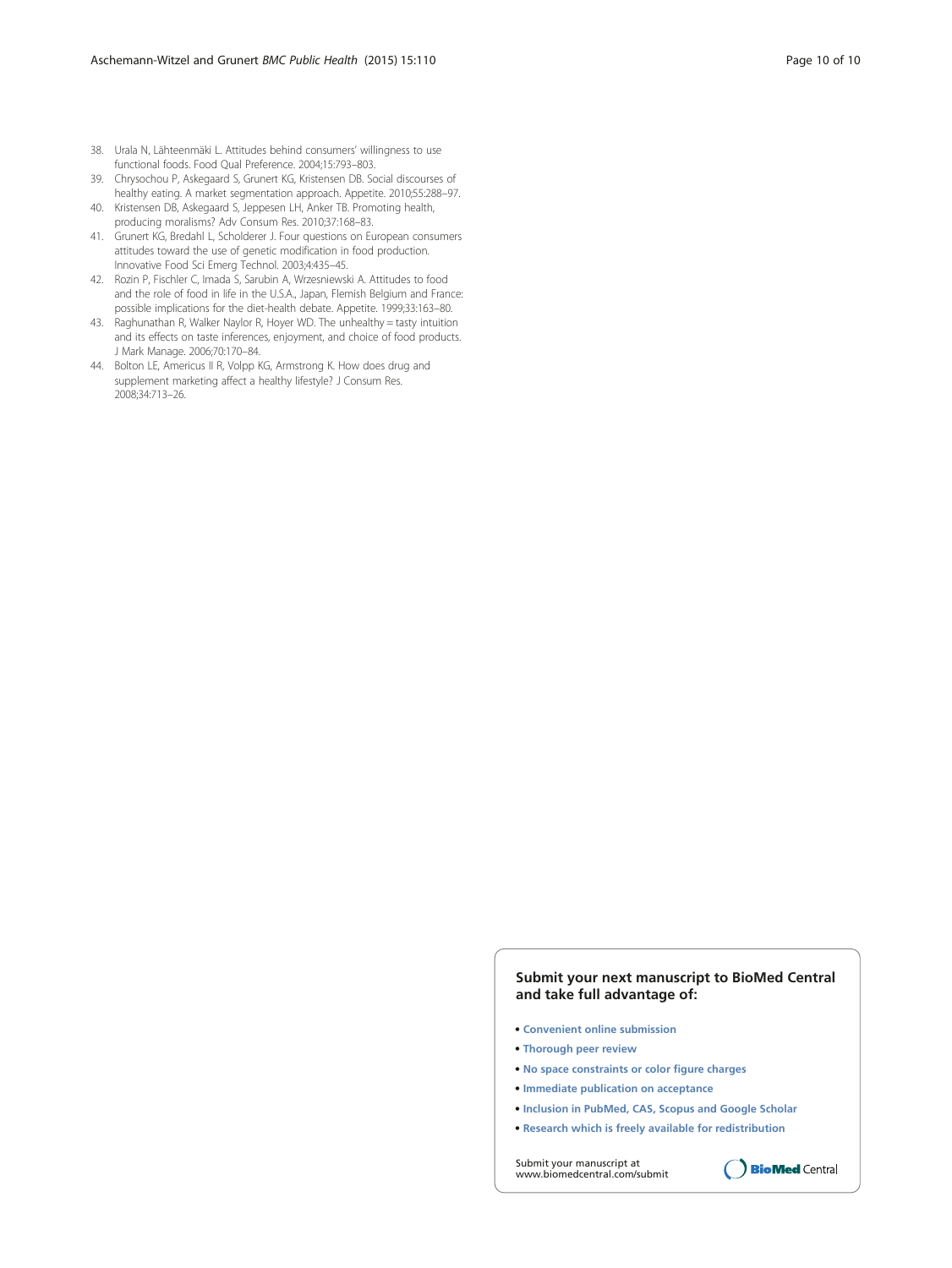38. Urala N, Lähteenmäki L. Attitudes behind consumers' willingness to use functional foods. Food Qual Preference. 2004;15:793–803.
39. Chrysochou P, Askegaard S, Grunert KG, Kristensen DB. Social discourses of healthy eating. A market segmentation approach. Appetite. 2010;55:288–97.
40. Kristensen DB, Askegaard S, Jeppesen LH, Anker TB. Promoting health, producing moralisms? Adv Consum Res. 2010;37:168–83.
41. Grunert KG, Bredahl L, Scholderer J. Four questions on European consumers attitudes toward the use of genetic modification in food production. Innovative Food Sci Emerg Technol. 2003;4:435–45.
42. Rozin P, Fischler C, Imada S, Sarubin A, Wrzesniewski A. Attitudes to food and the role of food in life in the U.S.A., Japan, Flemish Belgium and France: possible implications for the diet-health debate. Appetite. 1999;33:163–80.
43. Raghunathan R, Walker Naylor R, Hoyer WD. The unhealthy = tasty intuition and its effects on taste inferences, enjoyment, and choice of food products. J Mark Manage. 2006;70:170–84.
44. Bolton LE, Americus II R, Volpp KG, Armstrong K. How does drug and supplement marketing affect a healthy lifestyle? J Consum Res. 2008;34:713–26.

**Submit your next manuscript to BioMed Central and take full advantage of:**

- **Convenient online submission**
- **Thorough peer review**
- **No space constraints or color figure charges**
- **Immediate publication on acceptance**
- **Inclusion in PubMed, CAS, Scopus and Google Scholar**
- **Research which is freely available for redistribution**

Submit your manuscript at
www.biomedcentral.com/submit

BioMed Central